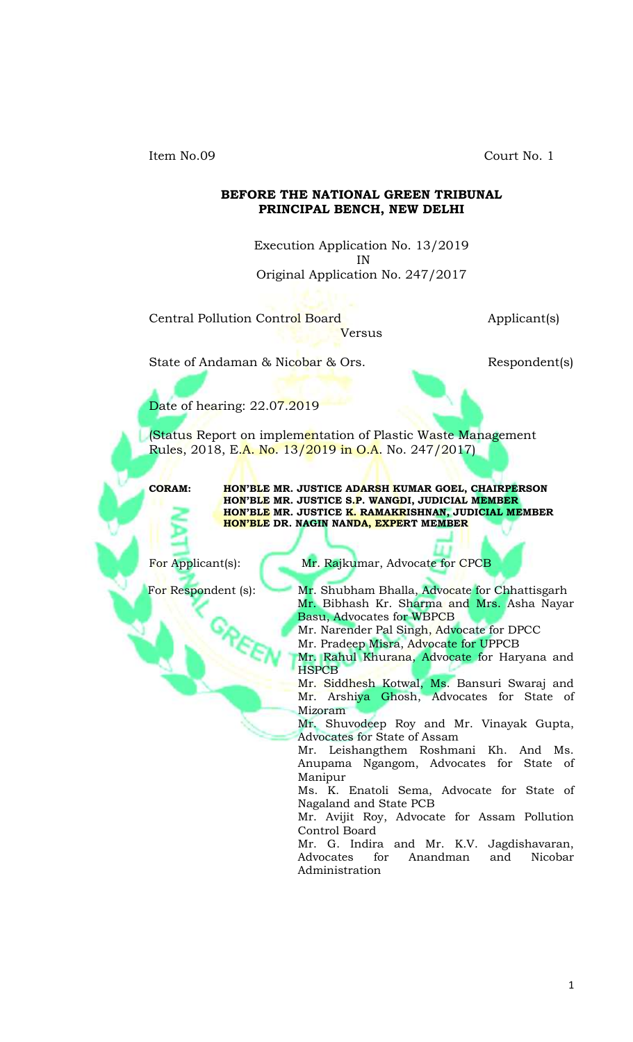Item No.09 Court No. 1

**BEFORE THE NATIONAL GREEN TRIBUNAL**
**PRINCIPAL BENCH, NEW DELHI**

Execution Application No. 13/2019
IN
Original Application No. 247/2017

Central Pollution Control Board Applicant(s)

Versus

State of Andaman & Nicobar & Ors. Respondent(s)

Date of hearing: 22.07.2019

(Status Report on implementation of Plastic Waste Management Rules, 2018, E.A. No. 13/2019 in O.A. No. 247/2017)

**CORAM:** **HON'BLE MR. JUSTICE ADARSH KUMAR GOEL, CHAIRPERSON**
**HON'BLE MR. JUSTICE S.P. WANGDI, JUDICIAL MEMBER**
**HON'BLE MR. JUSTICE K. RAMAKRISHNAN, JUDICIAL MEMBER**
**HON'BLE DR. NAGIN NANDA, EXPERT MEMBER**

For Applicant(s): Mr. Rajkumar, Advocate for CPCB

For Respondent (s): Mr. Shubham Bhalla, Advocate for Chhattisgarh
Mr. Bibhash Kr. Sharma and Mrs. Asha Nayar Basu, Advocates for WBPCB
Mr. Narender Pal Singh, Advocate for DPCC
Mr. Pradeep Misra, Advocate for UPPCB
Mr. Rahul Khurana, Advocate for Haryana and HSPCB
Mr. Siddhesh Kotwal, Ms. Bansuri Swaraj and Mr. Arshiya Ghosh, Advocates for State of Mizoram
Mr. Shuvodeep Roy and Mr. Vinayak Gupta, Advocates for State of Assam
Mr. Leishangthem Roshmani Kh. And Ms. Anupama Ngangom, Advocates for State of Manipur
Ms. K. Enatoli Sema, Advocate for State of Nagaland and State PCB
Mr. Avijit Roy, Advocate for Assam Pollution Control Board
Mr. G. Indira and Mr. K.V. Jagdishavaran, Advocates for Anandman and Nicobar Administration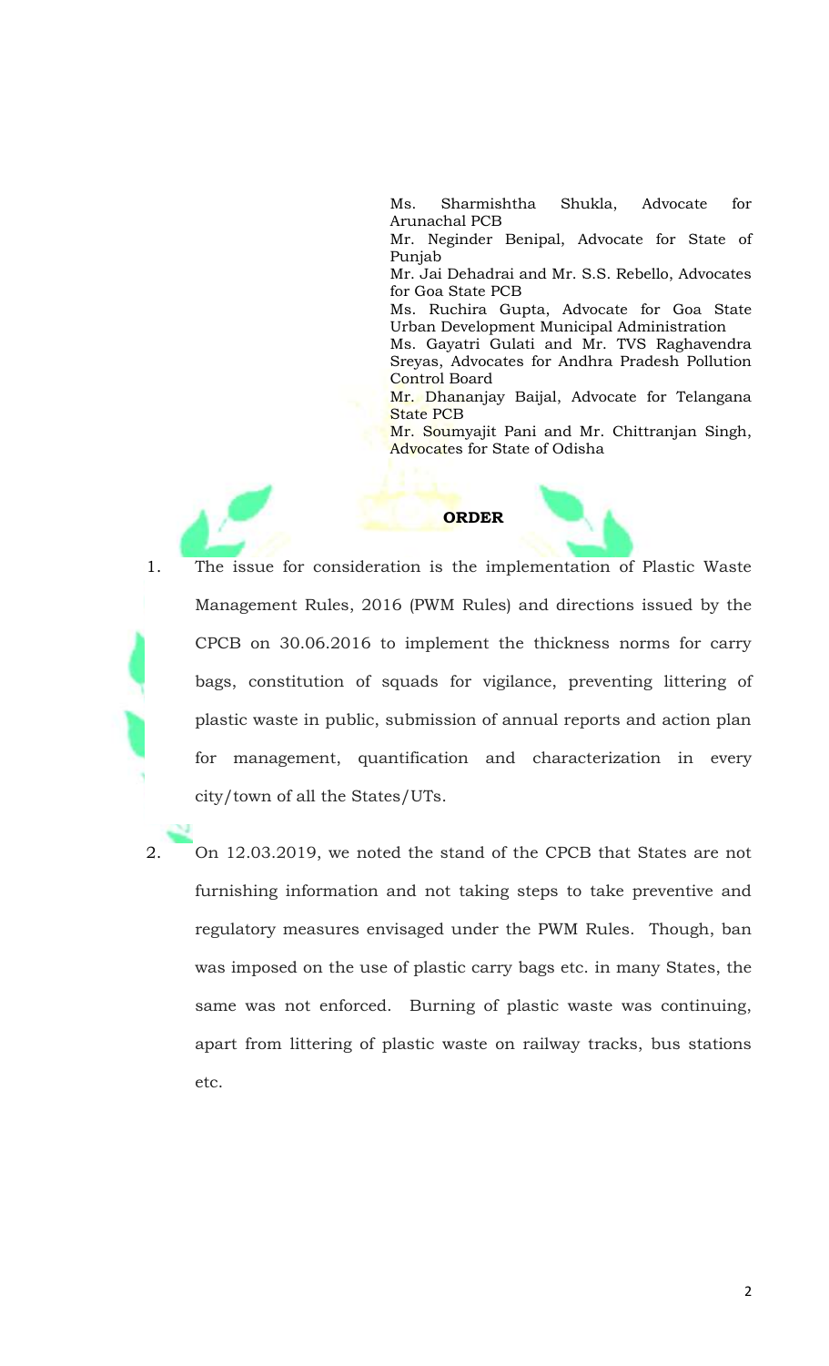Ms. Sharmishtha Shukla, Advocate for Arunachal PCB
Mr. Neginder Benipal, Advocate for State of Punjab
Mr. Jai Dehadrai and Mr. S.S. Rebello, Advocates for Goa State PCB
Ms. Ruchira Gupta, Advocate for Goa State Urban Development Municipal Administration
Ms. Gayatri Gulati and Mr. TVS Raghavendra Sreyas, Advocates for Andhra Pradesh Pollution Control Board
Mr. Dhananjay Baijal, Advocate for Telangana State PCB
Mr. Soumyajit Pani and Mr. Chittranjan Singh, Advocates for State of Odisha

**ORDER**

1. The issue for consideration is the implementation of Plastic Waste Management Rules, 2016 (PWM Rules) and directions issued by the CPCB on 30.06.2016 to implement the thickness norms for carry bags, constitution of squads for vigilance, preventing littering of plastic waste in public, submission of annual reports and action plan for management, quantification and characterization in every city/town of all the States/UTs.

2. On 12.03.2019, we noted the stand of the CPCB that States are not furnishing information and not taking steps to take preventive and regulatory measures envisaged under the PWM Rules. Though, ban was imposed on the use of plastic carry bags etc. in many States, the same was not enforced. Burning of plastic waste was continuing, apart from littering of plastic waste on railway tracks, bus stations etc.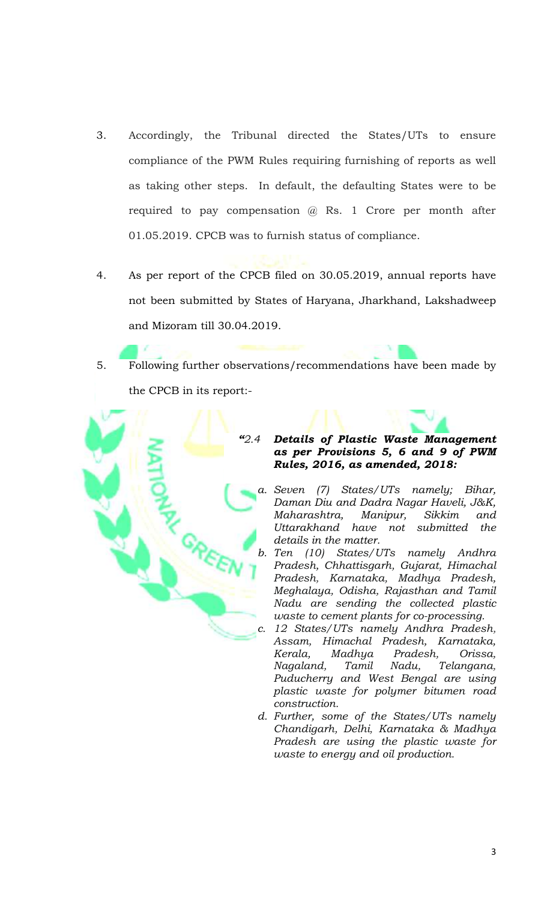3. Accordingly, the Tribunal directed the States/UTs to ensure compliance of the PWM Rules requiring furnishing of reports as well as taking other steps. In default, the defaulting States were to be required to pay compensation @ Rs. 1 Crore per month after 01.05.2019. CPCB was to furnish status of compliance.

4. As per report of the CPCB filed on 30.05.2019, annual reports have not been submitted by States of Haryana, Jharkhand, Lakshadweep and Mizoram till 30.04.2019.

5. Following further observations/recommendations have been made by the CPCB in its report:-

> *"2.4* ***Details of Plastic Waste Management as per Provisions 5, 6 and 9 of PWM Rules, 2016, as amended, 2018:***
>
> *a. Seven (7) States/UTs namely; Bihar, Daman Diu and Dadra Nagar Haveli, J&K, Maharashtra, Manipur, Sikkim and Uttarakhand have not submitted the details in the matter.*
>
> *b. Ten (10) States/UTs namely Andhra Pradesh, Chhattisgarh, Gujarat, Himachal Pradesh, Karnataka, Madhya Pradesh, Meghalaya, Odisha, Rajasthan and Tamil Nadu are sending the collected plastic waste to cement plants for co-processing.*
>
> *c. 12 States/UTs namely Andhra Pradesh, Assam, Himachal Pradesh, Karnataka, Kerala, Madhya Pradesh, Orissa, Nagaland, Tamil Nadu, Telangana, Puducherry and West Bengal are using plastic waste for polymer bitumen road construction.*
>
> *d. Further, some of the States/UTs namely Chandigarh, Delhi, Karnataka & Madhya Pradesh are using the plastic waste for waste to energy and oil production.*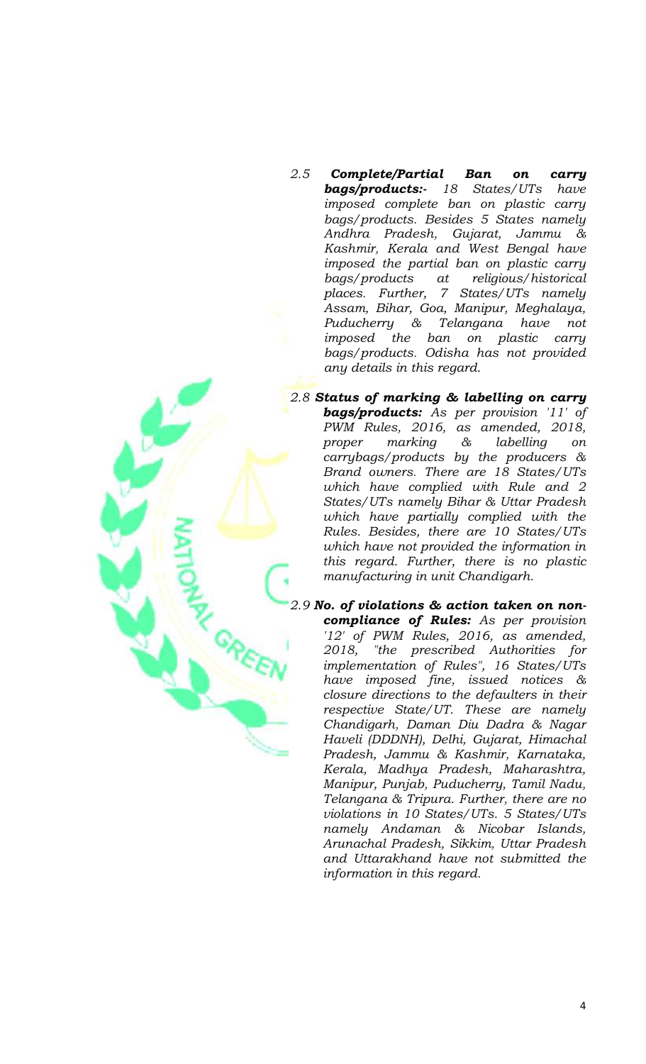2.5 ***Complete/Partial Ban on carry bags/products:-*** *18 States/UTs have imposed complete ban on plastic carry bags/products. Besides 5 States namely Andhra Pradesh, Gujarat, Jammu & Kashmir, Kerala and West Bengal have imposed the partial ban on plastic carry bags/products at religious/historical places. Further, 7 States/UTs namely Assam, Bihar, Goa, Manipur, Meghalaya, Puducherry & Telangana have not imposed the ban on plastic carry bags/products. Odisha has not provided any details in this regard.*

2.8 ***Status of marking & labelling on carry bags/products:*** *As per provision '11' of PWM Rules, 2016, as amended, 2018, proper marking & labelling on carrybags/products by the producers & Brand owners. There are 18 States/UTs which have complied with Rule and 2 States/UTs namely Bihar & Uttar Pradesh which have partially complied with the Rules. Besides, there are 10 States/UTs which have not provided the information in this regard. Further, there is no plastic manufacturing in unit Chandigarh.*

2.9 ***No. of violations & action taken on non-compliance of Rules:*** *As per provision '12' of PWM Rules, 2016, as amended, 2018, "the prescribed Authorities for implementation of Rules", 16 States/UTs have imposed fine, issued notices & closure directions to the defaulters in their respective State/UT. These are namely Chandigarh, Daman Diu Dadra & Nagar Haveli (DDDNH), Delhi, Gujarat, Himachal Pradesh, Jammu & Kashmir, Karnataka, Kerala, Madhya Pradesh, Maharashtra, Manipur, Punjab, Puducherry, Tamil Nadu, Telangana & Tripura. Further, there are no violations in 10 States/UTs. 5 States/UTs namely Andaman & Nicobar Islands, Arunachal Pradesh, Sikkim, Uttar Pradesh and Uttarakhand have not submitted the information in this regard.*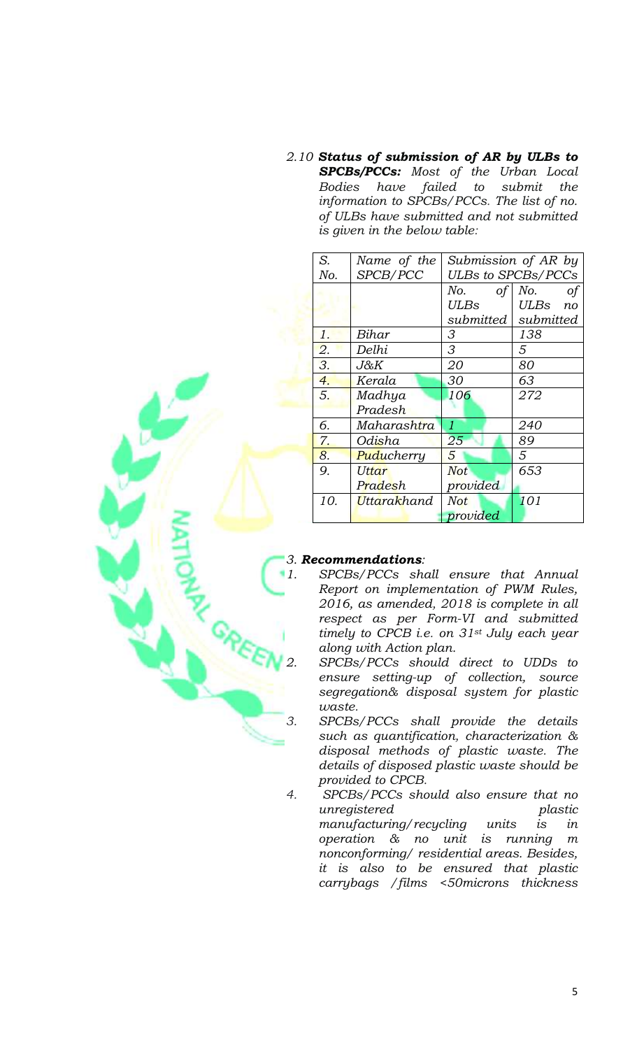*2.10* ***Status of submission of AR by ULBs to SPCBs/PCCs:*** *Most of the Urban Local Bodies have failed to submit the information to SPCBs/PCCs. The list of no. of ULBs have submitted and not submitted is given in the below table:*

| *S. No.* | *Name of the SPCB/PCC* | *Submission of AR by ULBs to SPCBs/PCCs* | |
|---|---|---|---|
| | | *No. of ULBs submitted* | *No. of ULBs no submitted* |
| *1.* | *Bihar* | *3* | *138* |
| *2.* | *Delhi* | *3* | *5* |
| *3.* | *J&K* | *20* | *80* |
| *4.* | *Kerala* | *30* | *63* |
| *5.* | *Madhya Pradesh* | *106* | *272* |
| *6.* | *Maharashtra* | *1* | *240* |
| *7.* | *Odisha* | *25* | *89* |
| *8.* | *Puducherry* | *5* | *5* |
| *9.* | *Uttar Pradesh* | *Not provided* | *653* |
| *10.* | *Uttarakhand* | *Not provided* | *101* |

*3.* ***Recommendations:***

1. *SPCBs/PCCs shall ensure that Annual Report on implementation of PWM Rules, 2016, as amended, 2018 is complete in all respect as per Form-VI and submitted timely to CPCB i.e. on 31st July each year along with Action plan.*
2. *SPCBs/PCCs should direct to UDDs to ensure setting-up of collection, source segregation& disposal system for plastic waste.*
3. *SPCBs/PCCs shall provide the details such as quantification, characterization & disposal methods of plastic waste. The details of disposed plastic waste should be provided to CPCB.*
4. *SPCBs/PCCs should also ensure that no unregistered plastic manufacturing/recycling units is in operation & no unit is running m nonconforming/ residential areas. Besides, it is also to be ensured that plastic carrybags /films <50microns thickness*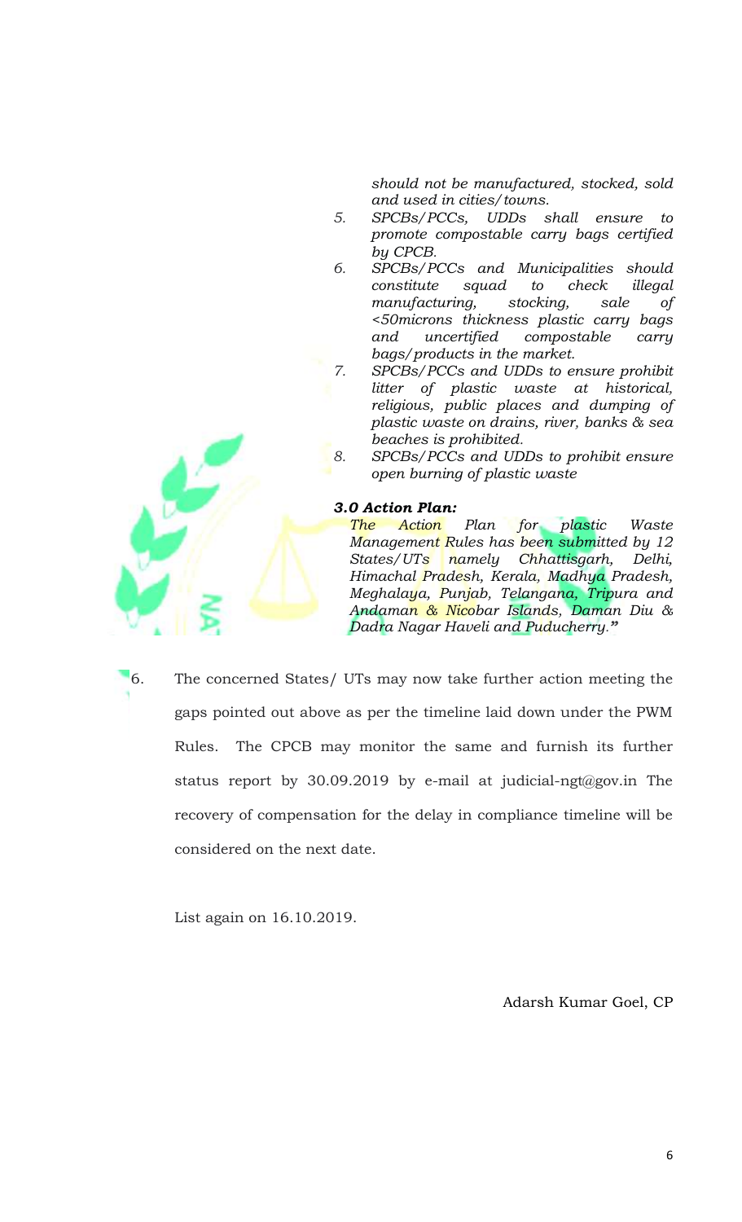*should not be manufactured, stocked, sold and used in cities/towns.*

5. *SPCBs/PCCs, UDDs shall ensure to promote compostable carry bags certified by CPCB.*
6. *SPCBs/PCCs and Municipalities should constitute squad to check illegal manufacturing, stocking, sale of <50microns thickness plastic carry bags and uncertified compostable carry bags/products in the market.*
7. *SPCBs/PCCs and UDDs to ensure prohibit litter of plastic waste at historical, religious, public places and dumping of plastic waste on drains, river, banks & sea beaches is prohibited.*
8. *SPCBs/PCCs and UDDs to prohibit ensure open burning of plastic waste*

***3.0 Action Plan:***

*The Action Plan for plastic Waste Management Rules has been submitted by 12 States/UTs namely Chhattisgarh, Delhi, Himachal Pradesh, Kerala, Madhya Pradesh, Meghalaya, Punjab, Telangana, Tripura and Andaman & Nicobar Islands, Daman Diu & Dadra Nagar Haveli and Puducherry."*

6. The concerned States/ UTs may now take further action meeting the gaps pointed out above as per the timeline laid down under the PWM Rules. The CPCB may monitor the same and furnish its further status report by 30.09.2019 by e-mail at judicial-ngt@gov.in The recovery of compensation for the delay in compliance timeline will be considered on the next date.

List again on 16.10.2019.

Adarsh Kumar Goel, CP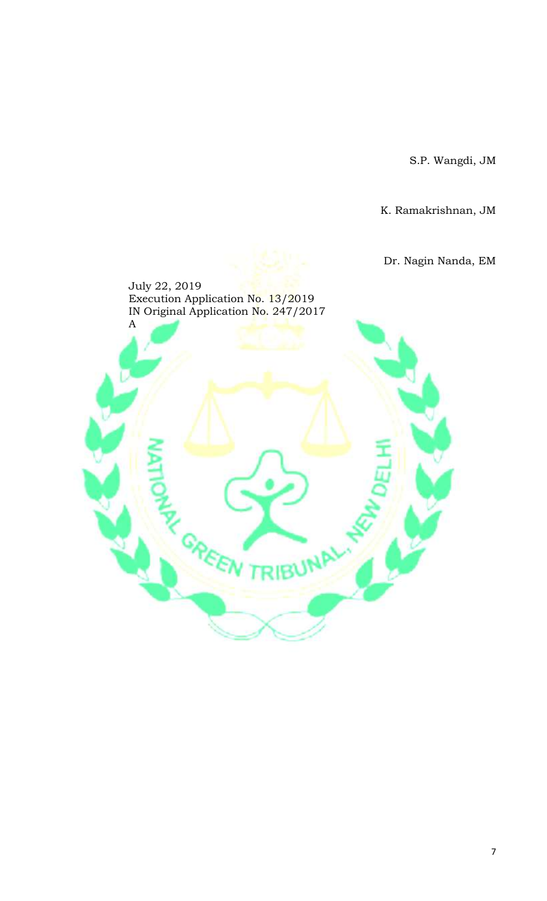S.P. Wangdi, JM

K. Ramakrishnan, JM

Dr. Nagin Nanda, EM

July 22, 2019
Execution Application No. 13/2019
IN Original Application No. 247/2017
A